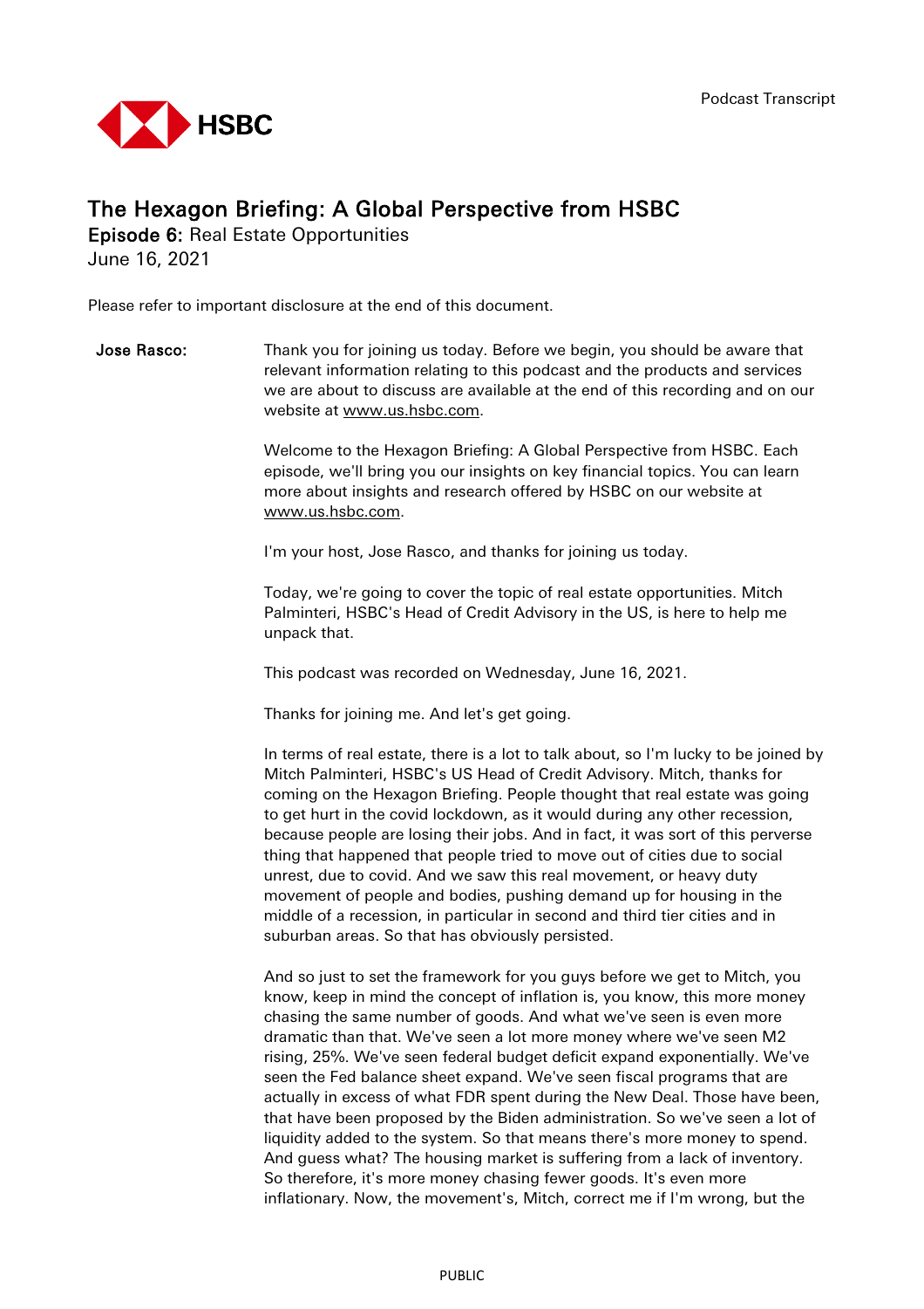Podcast Transcript

# The Hexagon Briefing: A Global Perspective from HSBC

**Episode 6:** Real Estate Opportunities
June 16, 2021

Please refer to important disclosure at the end of this document.

**Jose Rasco:** Thank you for joining us today. Before we begin, you should be aware that relevant information relating to this podcast and the products and services we are about to discuss are available at the end of this recording and on our website at www.us.hsbc.com.

Welcome to the Hexagon Briefing: A Global Perspective from HSBC. Each episode, we'll bring you our insights on key financial topics. You can learn more about insights and research offered by HSBC on our website at www.us.hsbc.com.

I'm your host, Jose Rasco, and thanks for joining us today.

Today, we're going to cover the topic of real estate opportunities. Mitch Palminteri, HSBC's Head of Credit Advisory in the US, is here to help me unpack that.

This podcast was recorded on Wednesday, June 16, 2021.

Thanks for joining me. And let's get going.

In terms of real estate, there is a lot to talk about, so I'm lucky to be joined by Mitch Palminteri, HSBC's US Head of Credit Advisory. Mitch, thanks for coming on the Hexagon Briefing. People thought that real estate was going to get hurt in the covid lockdown, as it would during any other recession, because people are losing their jobs. And in fact, it was sort of this perverse thing that happened that people tried to move out of cities due to social unrest, due to covid. And we saw this real movement, or heavy duty movement of people and bodies, pushing demand up for housing in the middle of a recession, in particular in second and third tier cities and in suburban areas. So that has obviously persisted.

And so just to set the framework for you guys before we get to Mitch, you know, keep in mind the concept of inflation is, you know, this more money chasing the same number of goods. And what we've seen is even more dramatic than that. We've seen a lot more money where we've seen M2 rising, 25%. We've seen federal budget deficit expand exponentially. We've seen the Fed balance sheet expand. We've seen fiscal programs that are actually in excess of what FDR spent during the New Deal. Those have been, that have been proposed by the Biden administration. So we've seen a lot of liquidity added to the system. So that means there's more money to spend. And guess what? The housing market is suffering from a lack of inventory. So therefore, it's more money chasing fewer goods. It's even more inflationary. Now, the movement's, Mitch, correct me if I'm wrong, but the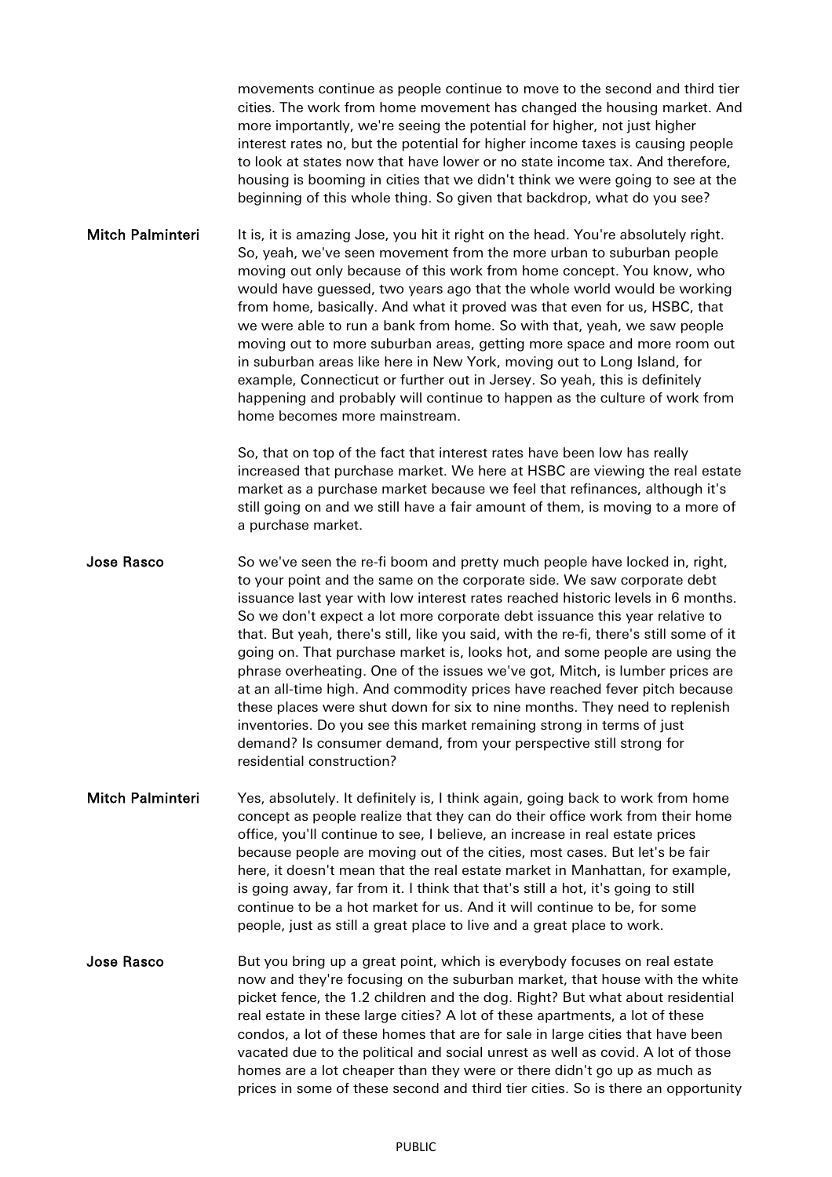movements continue as people continue to move to the second and third tier cities. The work from home movement has changed the housing market. And more importantly, we're seeing the potential for higher, not just higher interest rates no, but the potential for higher income taxes is causing people to look at states now that have lower or no state income tax. And therefore, housing is booming in cities that we didn't think we were going to see at the beginning of this whole thing. So given that backdrop, what do you see?

**Mitch Palminteri** It is, it is amazing Jose, you hit it right on the head. You're absolutely right. So, yeah, we've seen movement from the more urban to suburban people moving out only because of this work from home concept. You know, who would have guessed, two years ago that the whole world would be working from home, basically. And what it proved was that even for us, HSBC, that we were able to run a bank from home. So with that, yeah, we saw people moving out to more suburban areas, getting more space and more room out in suburban areas like here in New York, moving out to Long Island, for example, Connecticut or further out in Jersey. So yeah, this is definitely happening and probably will continue to happen as the culture of work from home becomes more mainstream.

So, that on top of the fact that interest rates have been low has really increased that purchase market. We here at HSBC are viewing the real estate market as a purchase market because we feel that refinances, although it's still going on and we still have a fair amount of them, is moving to a more of a purchase market.

**Jose Rasco** So we've seen the re-fi boom and pretty much people have locked in, right, to your point and the same on the corporate side. We saw corporate debt issuance last year with low interest rates reached historic levels in 6 months. So we don't expect a lot more corporate debt issuance this year relative to that. But yeah, there's still, like you said, with the re-fi, there's still some of it going on. That purchase market is, looks hot, and some people are using the phrase overheating. One of the issues we've got, Mitch, is lumber prices are at an all-time high. And commodity prices have reached fever pitch because these places were shut down for six to nine months. They need to replenish inventories. Do you see this market remaining strong in terms of just demand? Is consumer demand, from your perspective still strong for residential construction?

**Mitch Palminteri** Yes, absolutely. It definitely is, I think again, going back to work from home concept as people realize that they can do their office work from their home office, you'll continue to see, I believe, an increase in real estate prices because people are moving out of the cities, most cases. But let's be fair here, it doesn't mean that the real estate market in Manhattan, for example, is going away, far from it. I think that that's still a hot, it's going to still continue to be a hot market for us. And it will continue to be, for some people, just as still a great place to live and a great place to work.

**Jose Rasco** But you bring up a great point, which is everybody focuses on real estate now and they're focusing on the suburban market, that house with the white picket fence, the 1.2 children and the dog. Right? But what about residential real estate in these large cities? A lot of these apartments, a lot of these condos, a lot of these homes that are for sale in large cities that have been vacated due to the political and social unrest as well as covid. A lot of those homes are a lot cheaper than they were or there didn't go up as much as prices in some of these second and third tier cities. So is there an opportunity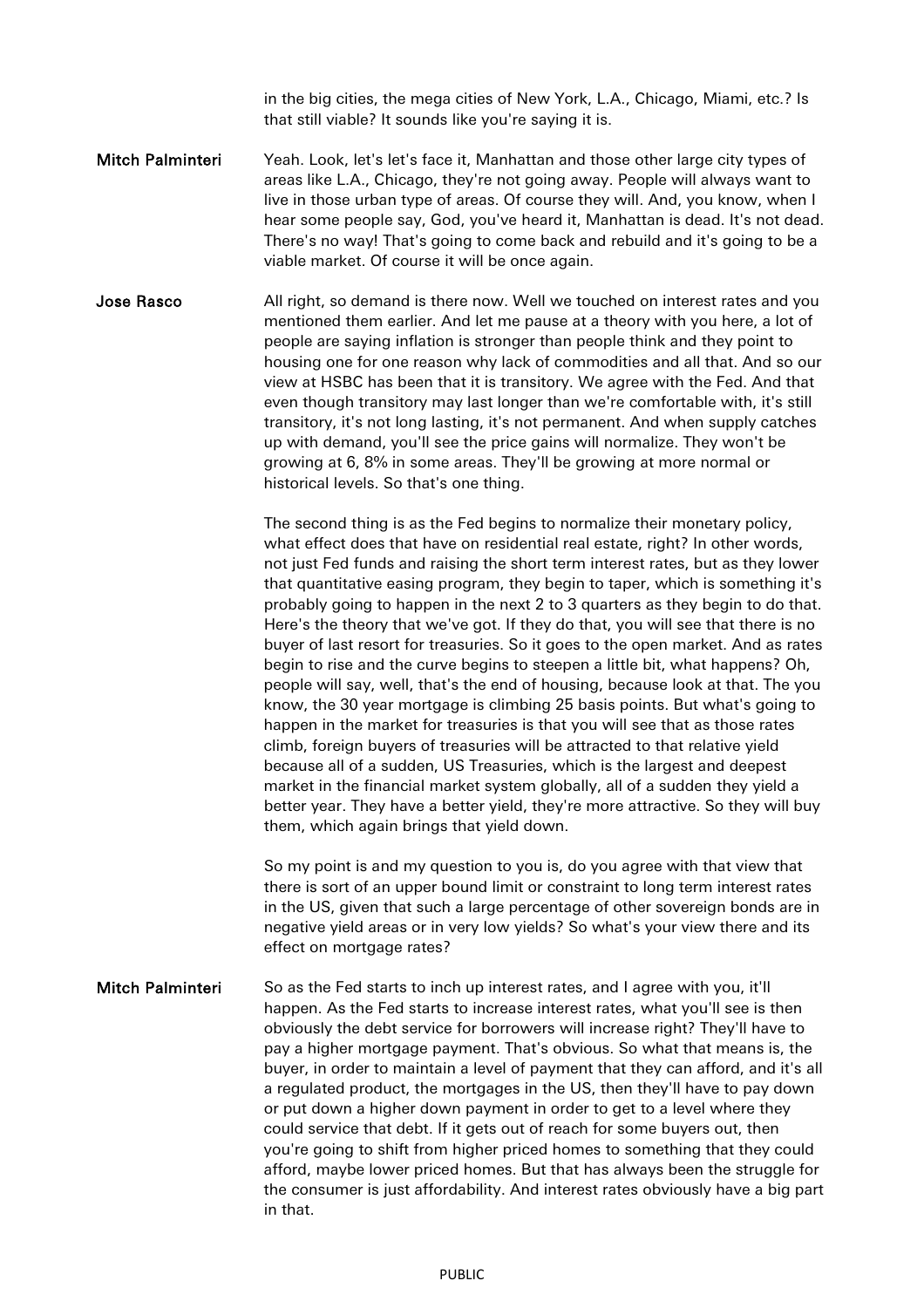in the big cities, the mega cities of New York, L.A., Chicago, Miami, etc.? Is that still viable? It sounds like you're saying it is.

**Mitch Palminteri** Yeah. Look, let's let's face it, Manhattan and those other large city types of areas like L.A., Chicago, they're not going away. People will always want to live in those urban type of areas. Of course they will. And, you know, when I hear some people say, God, you've heard it, Manhattan is dead. It's not dead. There's no way! That's going to come back and rebuild and it's going to be a viable market. Of course it will be once again.

**Jose Rasco** All right, so demand is there now. Well we touched on interest rates and you mentioned them earlier. And let me pause at a theory with you here, a lot of people are saying inflation is stronger than people think and they point to housing one for one reason why lack of commodities and all that. And so our view at HSBC has been that it is transitory. We agree with the Fed. And that even though transitory may last longer than we're comfortable with, it's still transitory, it's not long lasting, it's not permanent. And when supply catches up with demand, you'll see the price gains will normalize. They won't be growing at 6, 8% in some areas. They'll be growing at more normal or historical levels. So that's one thing.

The second thing is as the Fed begins to normalize their monetary policy, what effect does that have on residential real estate, right? In other words, not just Fed funds and raising the short term interest rates, but as they lower that quantitative easing program, they begin to taper, which is something it's probably going to happen in the next 2 to 3 quarters as they begin to do that. Here's the theory that we've got. If they do that, you will see that there is no buyer of last resort for treasuries. So it goes to the open market. And as rates begin to rise and the curve begins to steepen a little bit, what happens? Oh, people will say, well, that's the end of housing, because look at that. The you know, the 30 year mortgage is climbing 25 basis points. But what's going to happen in the market for treasuries is that you will see that as those rates climb, foreign buyers of treasuries will be attracted to that relative yield because all of a sudden, US Treasuries, which is the largest and deepest market in the financial market system globally, all of a sudden they yield a better year. They have a better yield, they're more attractive. So they will buy them, which again brings that yield down.

So my point is and my question to you is, do you agree with that view that there is sort of an upper bound limit or constraint to long term interest rates in the US, given that such a large percentage of other sovereign bonds are in negative yield areas or in very low yields? So what's your view there and its effect on mortgage rates?

**Mitch Palminteri** So as the Fed starts to inch up interest rates, and I agree with you, it'll happen. As the Fed starts to increase interest rates, what you'll see is then obviously the debt service for borrowers will increase right? They'll have to pay a higher mortgage payment. That's obvious. So what that means is, the buyer, in order to maintain a level of payment that they can afford, and it's all a regulated product, the mortgages in the US, then they'll have to pay down or put down a higher down payment in order to get to a level where they could service that debt. If it gets out of reach for some buyers out, then you're going to shift from higher priced homes to something that they could afford, maybe lower priced homes. But that has always been the struggle for the consumer is just affordability. And interest rates obviously have a big part in that.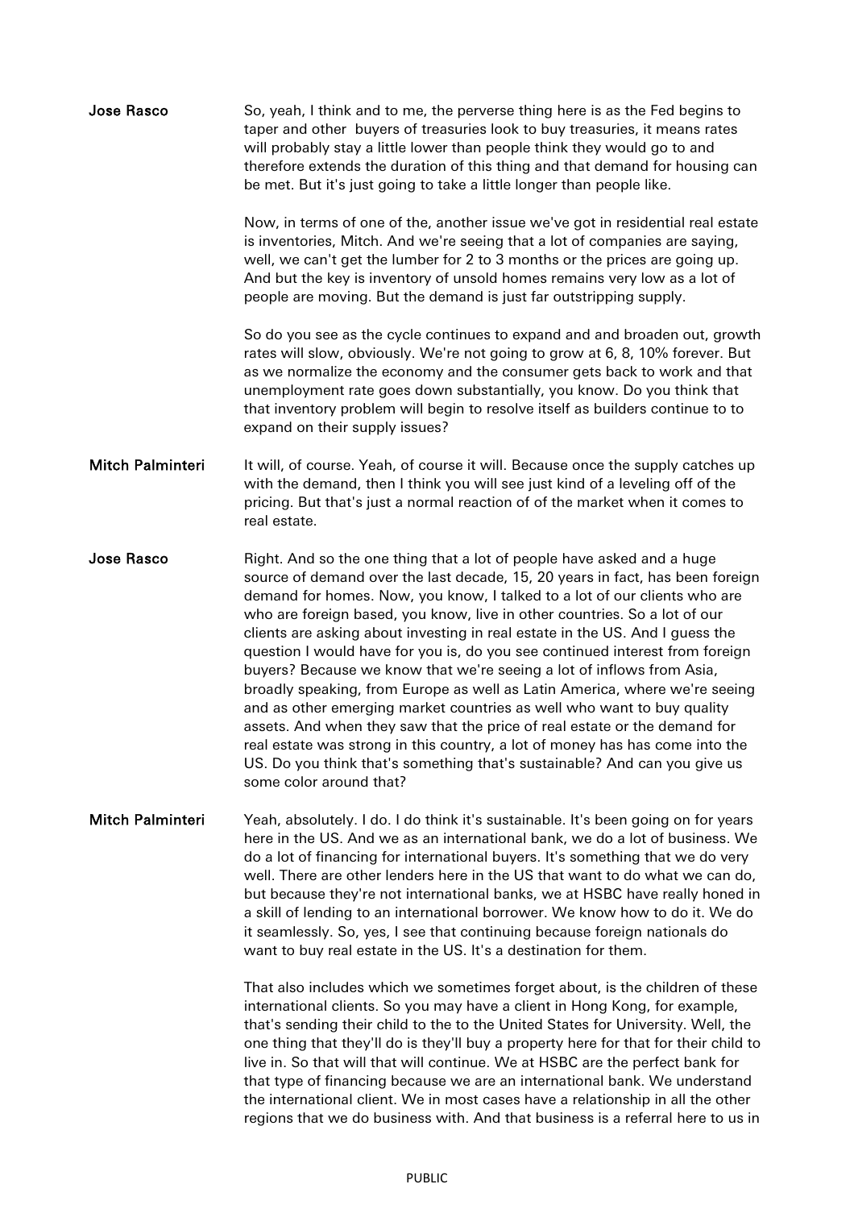**Jose Rasco** So, yeah, I think and to me, the perverse thing here is as the Fed begins to taper and other buyers of treasuries look to buy treasuries, it means rates will probably stay a little lower than people think they would go to and therefore extends the duration of this thing and that demand for housing can be met. But it's just going to take a little longer than people like.

Now, in terms of one of the, another issue we've got in residential real estate is inventories, Mitch. And we're seeing that a lot of companies are saying, well, we can't get the lumber for 2 to 3 months or the prices are going up. And but the key is inventory of unsold homes remains very low as a lot of people are moving. But the demand is just far outstripping supply.

So do you see as the cycle continues to expand and and broaden out, growth rates will slow, obviously. We're not going to grow at 6, 8, 10% forever. But as we normalize the economy and the consumer gets back to work and that unemployment rate goes down substantially, you know. Do you think that that inventory problem will begin to resolve itself as builders continue to to expand on their supply issues?

**Mitch Palminteri** It will, of course. Yeah, of course it will. Because once the supply catches up with the demand, then I think you will see just kind of a leveling off of the pricing. But that's just a normal reaction of of the market when it comes to real estate.

**Jose Rasco** Right. And so the one thing that a lot of people have asked and a huge source of demand over the last decade, 15, 20 years in fact, has been foreign demand for homes. Now, you know, I talked to a lot of our clients who are who are foreign based, you know, live in other countries. So a lot of our clients are asking about investing in real estate in the US. And I guess the question I would have for you is, do you see continued interest from foreign buyers? Because we know that we're seeing a lot of inflows from Asia, broadly speaking, from Europe as well as Latin America, where we're seeing and as other emerging market countries as well who want to buy quality assets. And when they saw that the price of real estate or the demand for real estate was strong in this country, a lot of money has has come into the US. Do you think that's something that's sustainable? And can you give us some color around that?

**Mitch Palminteri** Yeah, absolutely. I do. I do think it's sustainable. It's been going on for years here in the US. And we as an international bank, we do a lot of business. We do a lot of financing for international buyers. It's something that we do very well. There are other lenders here in the US that want to do what we can do, but because they're not international banks, we at HSBC have really honed in a skill of lending to an international borrower. We know how to do it. We do it seamlessly. So, yes, I see that continuing because foreign nationals do want to buy real estate in the US. It's a destination for them.

That also includes which we sometimes forget about, is the children of these international clients. So you may have a client in Hong Kong, for example, that's sending their child to the to the United States for University. Well, the one thing that they'll do is they'll buy a property here for that for their child to live in. So that will that will continue. We at HSBC are the perfect bank for that type of financing because we are an international bank. We understand the international client. We in most cases have a relationship in all the other regions that we do business with. And that business is a referral here to us in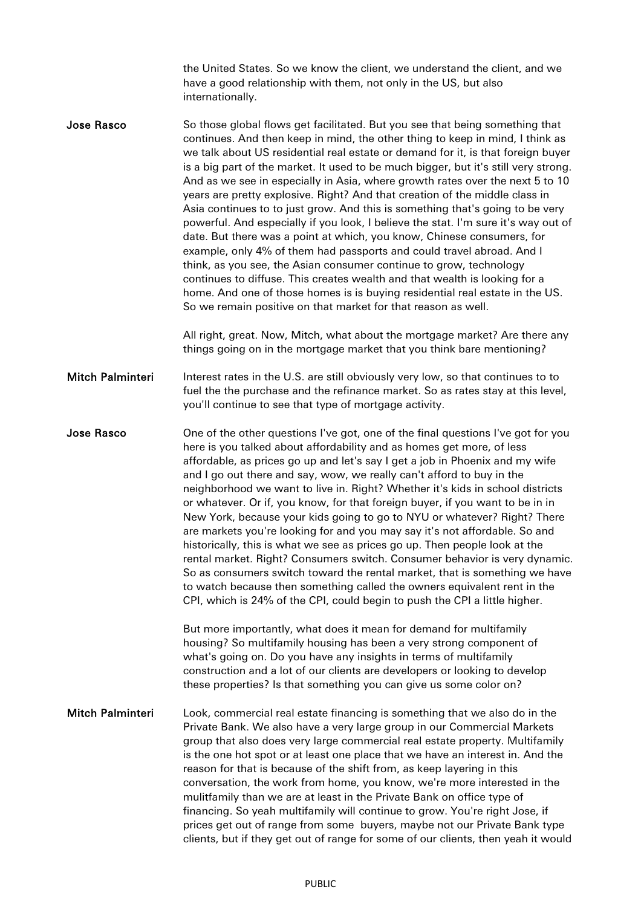the United States. So we know the client, we understand the client, and we have a good relationship with them, not only in the US, but also internationally.

**Jose Rasco** So those global flows get facilitated. But you see that being something that continues. And then keep in mind, the other thing to keep in mind, I think as we talk about US residential real estate or demand for it, is that foreign buyer is a big part of the market. It used to be much bigger, but it's still very strong. And as we see in especially in Asia, where growth rates over the next 5 to 10 years are pretty explosive. Right? And that creation of the middle class in Asia continues to to just grow. And this is something that's going to be very powerful. And especially if you look, I believe the stat. I'm sure it's way out of date. But there was a point at which, you know, Chinese consumers, for example, only 4% of them had passports and could travel abroad. And I think, as you see, the Asian consumer continue to grow, technology continues to diffuse. This creates wealth and that wealth is looking for a home. And one of those homes is is buying residential real estate in the US. So we remain positive on that market for that reason as well.

All right, great. Now, Mitch, what about the mortgage market? Are there any things going on in the mortgage market that you think bare mentioning?

**Mitch Palminteri** Interest rates in the U.S. are still obviously very low, so that continues to to fuel the the purchase and the refinance market. So as rates stay at this level, you'll continue to see that type of mortgage activity.

**Jose Rasco** One of the other questions I've got, one of the final questions I've got for you here is you talked about affordability and as homes get more, of less affordable, as prices go up and let's say I get a job in Phoenix and my wife and I go out there and say, wow, we really can't afford to buy in the neighborhood we want to live in. Right? Whether it's kids in school districts or whatever. Or if, you know, for that foreign buyer, if you want to be in in New York, because your kids going to go to NYU or whatever? Right? There are markets you're looking for and you may say it's not affordable. So and historically, this is what we see as prices go up. Then people look at the rental market. Right? Consumers switch. Consumer behavior is very dynamic. So as consumers switch toward the rental market, that is something we have to watch because then something called the owners equivalent rent in the CPI, which is 24% of the CPI, could begin to push the CPI a little higher.

But more importantly, what does it mean for demand for multifamily housing? So multifamily housing has been a very strong component of what's going on. Do you have any insights in terms of multifamily construction and a lot of our clients are developers or looking to develop these properties? Is that something you can give us some color on?

**Mitch Palminteri** Look, commercial real estate financing is something that we also do in the Private Bank. We also have a very large group in our Commercial Markets group that also does very large commercial real estate property. Multifamily is the one hot spot or at least one place that we have an interest in. And the reason for that is because of the shift from, as keep layering in this conversation, the work from home, you know, we're more interested in the mulitfamily than we are at least in the Private Bank on office type of financing. So yeah multifamily will continue to grow. You're right Jose, if prices get out of range from some buyers, maybe not our Private Bank type clients, but if they get out of range for some of our clients, then yeah it would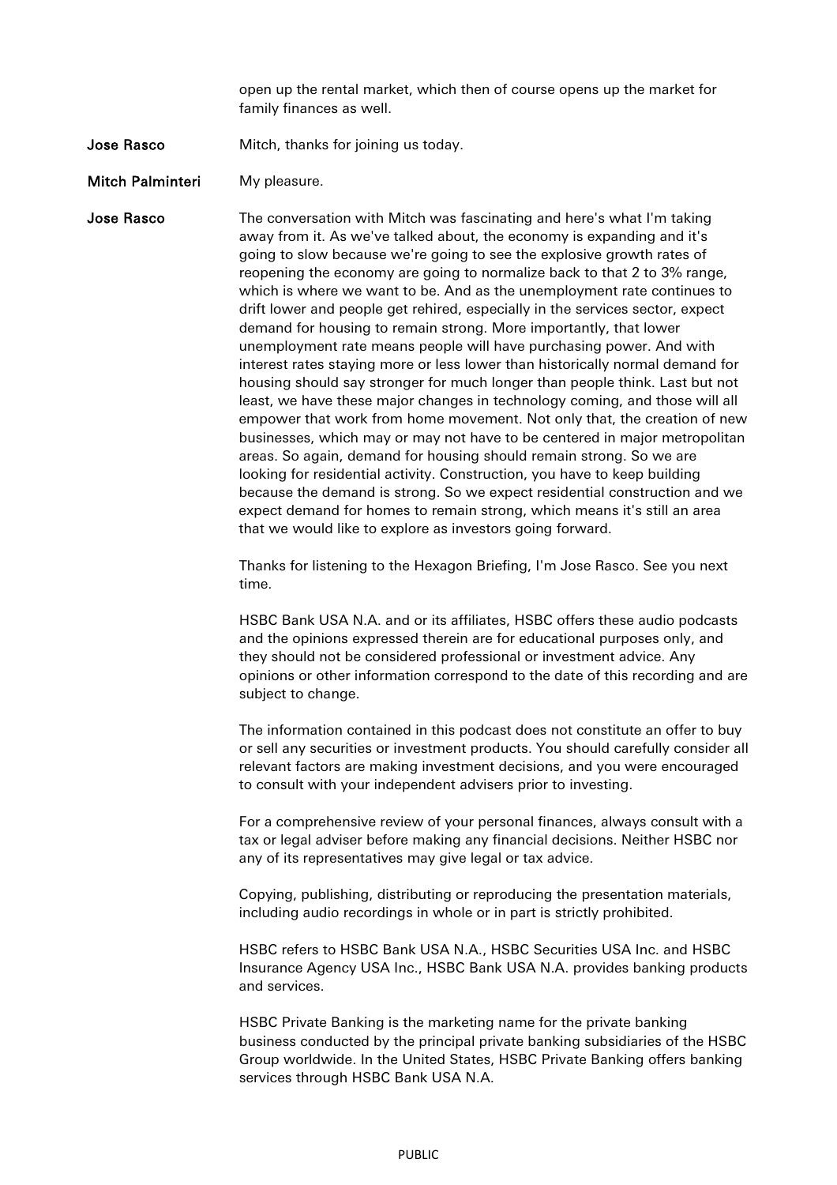open up the rental market, which then of course opens up the market for family finances as well.

**Jose Rasco** Mitch, thanks for joining us today.

**Mitch Palminteri** My pleasure.

**Jose Rasco** The conversation with Mitch was fascinating and here's what I'm taking away from it. As we've talked about, the economy is expanding and it's going to slow because we're going to see the explosive growth rates of reopening the economy are going to normalize back to that 2 to 3% range, which is where we want to be. And as the unemployment rate continues to drift lower and people get rehired, especially in the services sector, expect demand for housing to remain strong. More importantly, that lower unemployment rate means people will have purchasing power. And with interest rates staying more or less lower than historically normal demand for housing should say stronger for much longer than people think. Last but not least, we have these major changes in technology coming, and those will all empower that work from home movement. Not only that, the creation of new businesses, which may or may not have to be centered in major metropolitan areas. So again, demand for housing should remain strong. So we are looking for residential activity. Construction, you have to keep building because the demand is strong. So we expect residential construction and we expect demand for homes to remain strong, which means it's still an area that we would like to explore as investors going forward.

Thanks for listening to the Hexagon Briefing, I'm Jose Rasco. See you next time.

HSBC Bank USA N.A. and or its affiliates, HSBC offers these audio podcasts and the opinions expressed therein are for educational purposes only, and they should not be considered professional or investment advice. Any opinions or other information correspond to the date of this recording and are subject to change.

The information contained in this podcast does not constitute an offer to buy or sell any securities or investment products. You should carefully consider all relevant factors are making investment decisions, and you were encouraged to consult with your independent advisers prior to investing.

For a comprehensive review of your personal finances, always consult with a tax or legal adviser before making any financial decisions. Neither HSBC nor any of its representatives may give legal or tax advice.

Copying, publishing, distributing or reproducing the presentation materials, including audio recordings in whole or in part is strictly prohibited.

HSBC refers to HSBC Bank USA N.A., HSBC Securities USA Inc. and HSBC Insurance Agency USA Inc., HSBC Bank USA N.A. provides banking products and services.

HSBC Private Banking is the marketing name for the private banking business conducted by the principal private banking subsidiaries of the HSBC Group worldwide. In the United States, HSBC Private Banking offers banking services through HSBC Bank USA N.A.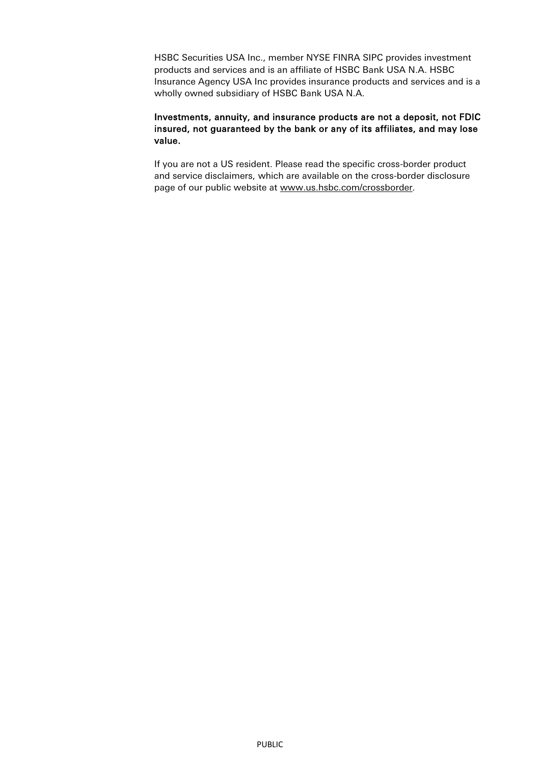HSBC Securities USA Inc., member NYSE FINRA SIPC provides investment products and services and is an affiliate of HSBC Bank USA N.A. HSBC Insurance Agency USA Inc provides insurance products and services and is a wholly owned subsidiary of HSBC Bank USA N.A.

**Investments, annuity, and insurance products are not a deposit, not FDIC insured, not guaranteed by the bank or any of its affiliates, and may lose value.**

If you are not a US resident. Please read the specific cross-border product and service disclaimers, which are available on the cross-border disclosure page of our public website at www.us.hsbc.com/crossborder.

PUBLIC